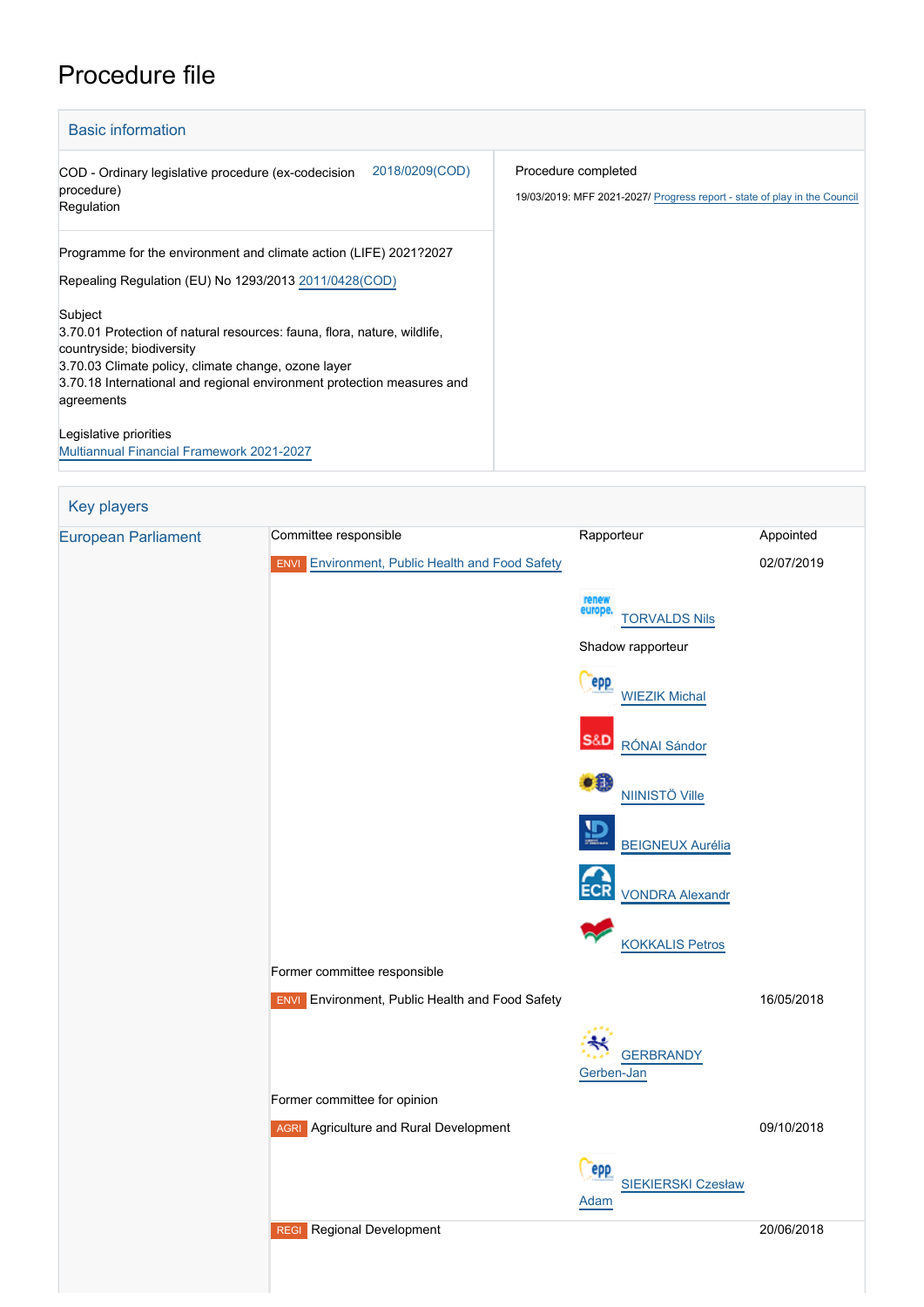# Procedure file

## Basic information

| | |
|---|---|
| COD - Ordinary legislative procedure (ex-codecision procedure) Regulation 2018/0209(COD) | Procedure completed |
| Programme for the environment and climate action (LIFE) 2021?2027<br>Repealing Regulation (EU) No 1293/2013 2011/0428(COD)<br><br>Subject<br>3.70.01 Protection of natural resources: fauna, flora, nature, wildlife, countryside; biodiversity<br>3.70.03 Climate policy, climate change, ozone layer<br>3.70.18 International and regional environment protection measures and agreements<br><br>Legislative priorities<br>Multiannual Financial Framework 2021-2027 | 19/03/2019: MFF 2021-2027/ Progress report - state of play in the Council |

## Key players

| European Parliament | Committee responsible | Rapporteur | Appointed |
|---|---|---|---|
| | ENVI Environment, Public Health and Food Safety | | 02/07/2019 |
| | | TORVALDS Nils | |
| | | Shadow rapporteur | |
| | | WIEZIK Michal | |
| | | RÓNAI Sándor | |
| | | NIINISTÖ Ville | |
| | | BEIGNEUX Aurélia | |
| | | VONDRA Alexandr | |
| | | KOKKALIS Petros | |
| | Former committee responsible | | |
| | ENVI Environment, Public Health and Food Safety | | 16/05/2018 |
| | | GERBRANDY Gerben-Jan | |
| | Former committee for opinion | | |
| | AGRI Agriculture and Rural Development | | 09/10/2018 |
| | | SIEKIERSKI Czesław Adam | |
| | REGI Regional Development | | 20/06/2018 |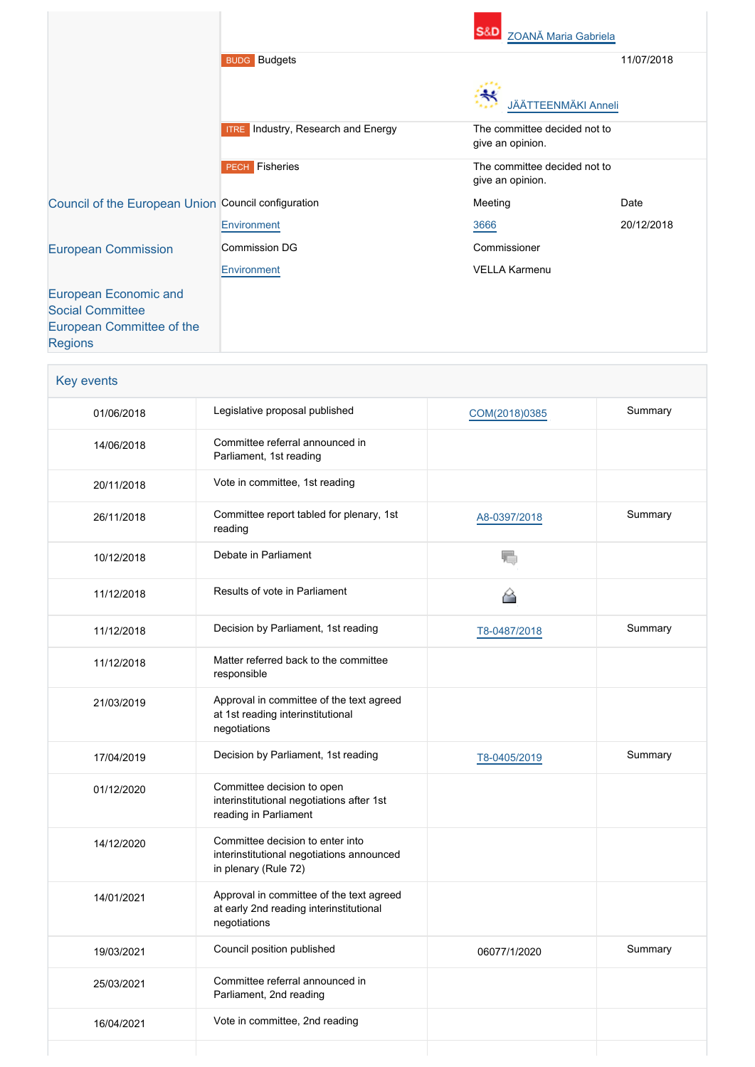| | | | |
|---|---|---|---|
| | | S&D ZOANĂ Maria Gabriela | |
| | BUDG Budgets | | 11/07/2018 |
| | | JÄÄTTEENMÄKI Anneli | |
| | ITRE Industry, Research and Energy | The committee decided not to give an opinion. | |
| | PECH Fisheries | The committee decided not to give an opinion. | |
| Council of the European Union | Council configuration | Meeting | Date |
| | Environment | 3666 | 20/12/2018 |
| European Commission | Commission DG | Commissioner | |
| | Environment | VELLA Karmenu | |
| European Economic and Social Committee<br>European Committee of the Regions | | | |

## Key events

| | | | |
|---|---|---|---|
| 01/06/2018 | Legislative proposal published | COM(2018)0385 | Summary |
| 14/06/2018 | Committee referral announced in Parliament, 1st reading | | |
| 20/11/2018 | Vote in committee, 1st reading | | |
| 26/11/2018 | Committee report tabled for plenary, 1st reading | A8-0397/2018 | Summary |
| 10/12/2018 | Debate in Parliament | | |
| 11/12/2018 | Results of vote in Parliament | | |
| 11/12/2018 | Decision by Parliament, 1st reading | T8-0487/2018 | Summary |
| 11/12/2018 | Matter referred back to the committee responsible | | |
| 21/03/2019 | Approval in committee of the text agreed at 1st reading interinstitutional negotiations | | |
| 17/04/2019 | Decision by Parliament, 1st reading | T8-0405/2019 | Summary |
| 01/12/2020 | Committee decision to open interinstitutional negotiations after 1st reading in Parliament | | |
| 14/12/2020 | Committee decision to enter into interinstitutional negotiations announced in plenary (Rule 72) | | |
| 14/01/2021 | Approval in committee of the text agreed at early 2nd reading interinstitutional negotiations | | |
| 19/03/2021 | Council position published | 06077/1/2020 | Summary |
| 25/03/2021 | Committee referral announced in Parliament, 2nd reading | | |
| 16/04/2021 | Vote in committee, 2nd reading | | |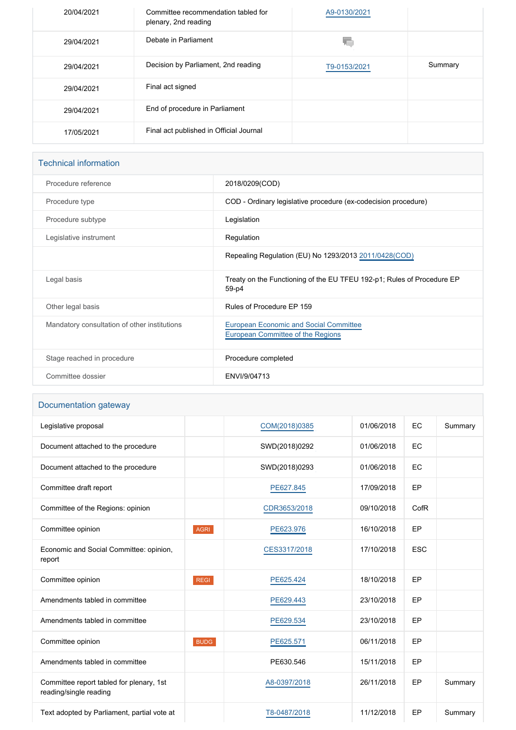| | | | |
|---|---|---|---|
| 20/04/2021 | Committee recommendation tabled for plenary, 2nd reading | A9-0130/2021 | |
| 29/04/2021 | Debate in Parliament | | |
| 29/04/2021 | Decision by Parliament, 2nd reading | T9-0153/2021 | Summary |
| 29/04/2021 | Final act signed | | |
| 29/04/2021 | End of procedure in Parliament | | |
| 17/05/2021 | Final act published in Official Journal | | |

## Technical information

| | |
|---|---|
| Procedure reference | 2018/0209(COD) |
| Procedure type | COD - Ordinary legislative procedure (ex-codecision procedure) |
| Procedure subtype | Legislation |
| Legislative instrument | Regulation |
| | Repealing Regulation (EU) No 1293/2013 2011/0428(COD) |
| Legal basis | Treaty on the Functioning of the EU TFEU 192-p1; Rules of Procedure EP 59-p4 |
| Other legal basis | Rules of Procedure EP 159 |
| Mandatory consultation of other institutions | European Economic and Social Committee<br>European Committee of the Regions |
| Stage reached in procedure | Procedure completed |
| Committee dossier | ENVI/9/04713 |

## Documentation gateway

| | | | | | |
|---|---|---|---|---|---|
| Legislative proposal | | COM(2018)0385 | 01/06/2018 | EC | Summary |
| Document attached to the procedure | | SWD(2018)0292 | 01/06/2018 | EC | |
| Document attached to the procedure | | SWD(2018)0293 | 01/06/2018 | EC | |
| Committee draft report | | PE627.845 | 17/09/2018 | EP | |
| Committee of the Regions: opinion | | CDR3653/2018 | 09/10/2018 | CofR | |
| Committee opinion | AGRI | PE623.976 | 16/10/2018 | EP | |
| Economic and Social Committee: opinion, report | | CES3317/2018 | 17/10/2018 | ESC | |
| Committee opinion | REGI | PE625.424 | 18/10/2018 | EP | |
| Amendments tabled in committee | | PE629.443 | 23/10/2018 | EP | |
| Amendments tabled in committee | | PE629.534 | 23/10/2018 | EP | |
| Committee opinion | BUDG | PE625.571 | 06/11/2018 | EP | |
| Amendments tabled in committee | | PE630.546 | 15/11/2018 | EP | |
| Committee report tabled for plenary, 1st reading/single reading | | A8-0397/2018 | 26/11/2018 | EP | Summary |
| Text adopted by Parliament, partial vote at | | T8-0487/2018 | 11/12/2018 | EP | Summary |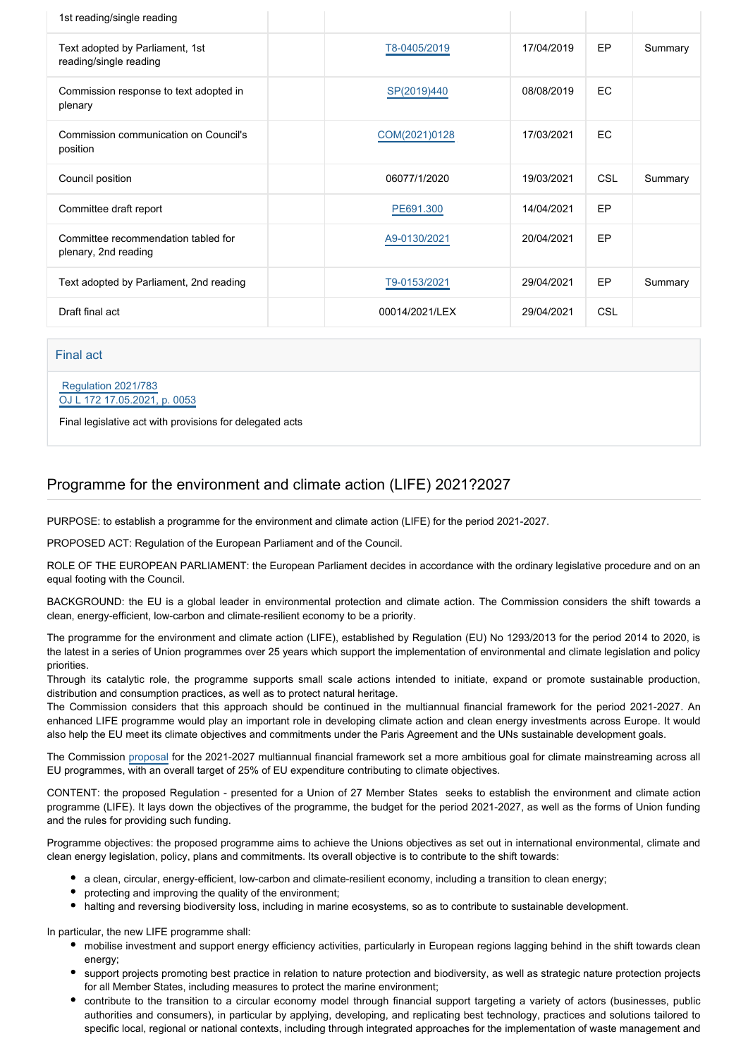| | | | | | |
|---|---|---|---|---|---|
| 1st reading/single reading | | | | | |
| Text adopted by Parliament, 1st reading/single reading | | T8-0405/2019 | 17/04/2019 | EP | Summary |
| Commission response to text adopted in plenary | | SP(2019)440 | 08/08/2019 | EC | |
| Commission communication on Council's position | | COM(2021)0128 | 17/03/2021 | EC | |
| Council position | | 06077/1/2020 | 19/03/2021 | CSL | Summary |
| Committee draft report | | PE691.300 | 14/04/2021 | EP | |
| Committee recommendation tabled for plenary, 2nd reading | | A9-0130/2021 | 20/04/2021 | EP | |
| Text adopted by Parliament, 2nd reading | | T9-0153/2021 | 29/04/2021 | EP | Summary |
| Draft final act | | 00014/2021/LEX | 29/04/2021 | CSL | |

### Final act

Regulation 2021/783
OJ L 172 17.05.2021, p. 0053

Final legislative act with provisions for delegated acts

## Programme for the environment and climate action (LIFE) 2021?2027

PURPOSE: to establish a programme for the environment and climate action (LIFE) for the period 2021-2027.

PROPOSED ACT: Regulation of the European Parliament and of the Council.

ROLE OF THE EUROPEAN PARLIAMENT: the European Parliament decides in accordance with the ordinary legislative procedure and on an equal footing with the Council.

BACKGROUND: the EU is a global leader in environmental protection and climate action. The Commission considers the shift towards a clean, energy-efficient, low-carbon and climate-resilient economy to be a priority.

The programme for the environment and climate action (LIFE), established by Regulation (EU) No 1293/2013 for the period 2014 to 2020, is the latest in a series of Union programmes over 25 years which support the implementation of environmental and climate legislation and policy priorities.
Through its catalytic role, the programme supports small scale actions intended to initiate, expand or promote sustainable production, distribution and consumption practices, as well as to protect natural heritage.
The Commission considers that this approach should be continued in the multiannual financial framework for the period 2021-2027. An enhanced LIFE programme would play an important role in developing climate action and clean energy investments across Europe. It would also help the EU meet its climate objectives and commitments under the Paris Agreement and the UNs sustainable development goals.

The Commission proposal for the 2021-2027 multiannual financial framework set a more ambitious goal for climate mainstreaming across all EU programmes, with an overall target of 25% of EU expenditure contributing to climate objectives.

CONTENT: the proposed Regulation - presented for a Union of 27 Member States seeks to establish the environment and climate action programme (LIFE). It lays down the objectives of the programme, the budget for the period 2021-2027, as well as the forms of Union funding and the rules for providing such funding.

Programme objectives: the proposed programme aims to achieve the Unions objectives as set out in international environmental, climate and clean energy legislation, policy, plans and commitments. Its overall objective is to contribute to the shift towards:

- a clean, circular, energy-efficient, low-carbon and climate-resilient economy, including a transition to clean energy;
- protecting and improving the quality of the environment;
- halting and reversing biodiversity loss, including in marine ecosystems, so as to contribute to sustainable development.

In particular, the new LIFE programme shall:

- mobilise investment and support energy efficiency activities, particularly in European regions lagging behind in the shift towards clean energy;
- support projects promoting best practice in relation to nature protection and biodiversity, as well as strategic nature protection projects for all Member States, including measures to protect the marine environment;
- contribute to the transition to a circular economy model through financial support targeting a variety of actors (businesses, public authorities and consumers), in particular by applying, developing, and replicating best technology, practices and solutions tailored to specific local, regional or national contexts, including through integrated approaches for the implementation of waste management and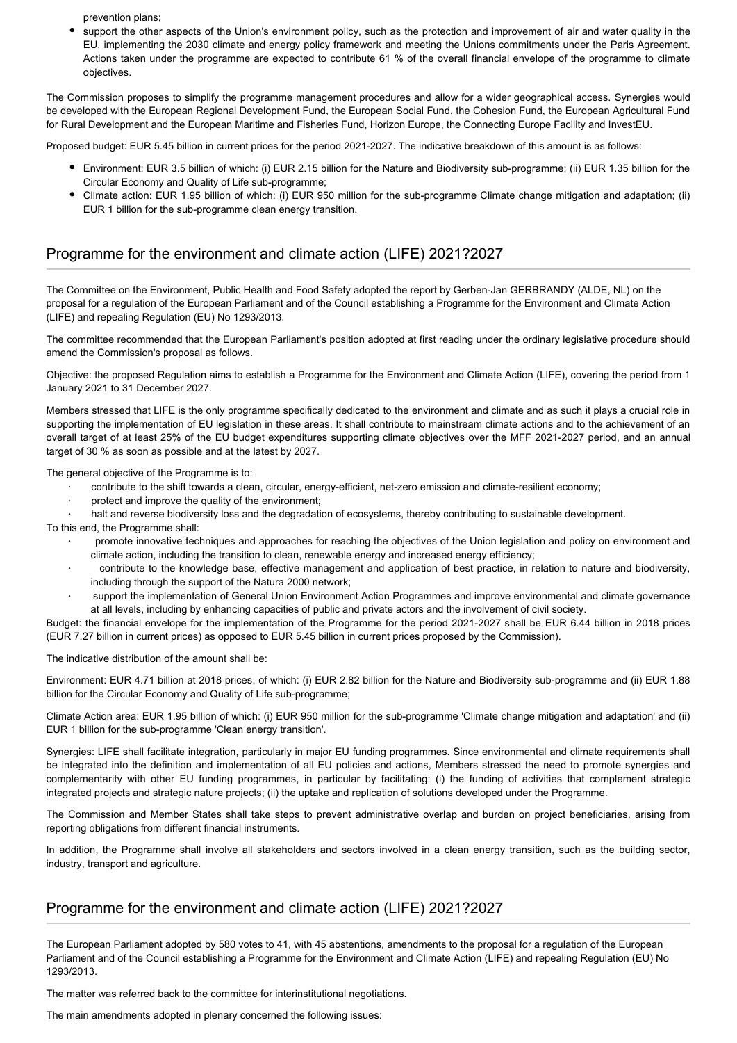prevention plans;

- support the other aspects of the Union's environment policy, such as the protection and improvement of air and water quality in the EU, implementing the 2030 climate and energy policy framework and meeting the Unions commitments under the Paris Agreement. Actions taken under the programme are expected to contribute 61 % of the overall financial envelope of the programme to climate objectives.

The Commission proposes to simplify the programme management procedures and allow for a wider geographical access. Synergies would be developed with the European Regional Development Fund, the European Social Fund, the Cohesion Fund, the European Agricultural Fund for Rural Development and the European Maritime and Fisheries Fund, Horizon Europe, the Connecting Europe Facility and InvestEU.

Proposed budget: EUR 5.45 billion in current prices for the period 2021-2027. The indicative breakdown of this amount is as follows:

- Environment: EUR 3.5 billion of which: (i) EUR 2.15 billion for the Nature and Biodiversity sub-programme; (ii) EUR 1.35 billion for the Circular Economy and Quality of Life sub-programme;
- Climate action: EUR 1.95 billion of which: (i) EUR 950 million for the sub-programme Climate change mitigation and adaptation; (ii) EUR 1 billion for the sub-programme clean energy transition.

## Programme for the environment and climate action (LIFE) 2021?2027

The Committee on the Environment, Public Health and Food Safety adopted the report by Gerben-Jan GERBRANDY (ALDE, NL) on the proposal for a regulation of the European Parliament and of the Council establishing a Programme for the Environment and Climate Action (LIFE) and repealing Regulation (EU) No 1293/2013.

The committee recommended that the European Parliament's position adopted at first reading under the ordinary legislative procedure should amend the Commission's proposal as follows.

Objective: the proposed Regulation aims to establish a Programme for the Environment and Climate Action (LIFE), covering the period from 1 January 2021 to 31 December 2027.

Members stressed that LIFE is the only programme specifically dedicated to the environment and climate and as such it plays a crucial role in supporting the implementation of EU legislation in these areas. It shall contribute to mainstream climate actions and to the achievement of an overall target of at least 25% of the EU budget expenditures supporting climate objectives over the MFF 2021-2027 period, and an annual target of 30 % as soon as possible and at the latest by 2027.

The general objective of the Programme is to:

- contribute to the shift towards a clean, circular, energy-efficient, net-zero emission and climate-resilient economy;
- protect and improve the quality of the environment;
- halt and reverse biodiversity loss and the degradation of ecosystems, thereby contributing to sustainable development.

To this end, the Programme shall:

- promote innovative techniques and approaches for reaching the objectives of the Union legislation and policy on environment and climate action, including the transition to clean, renewable energy and increased energy efficiency;
- contribute to the knowledge base, effective management and application of best practice, in relation to nature and biodiversity, including through the support of the Natura 2000 network;
- support the implementation of General Union Environment Action Programmes and improve environmental and climate governance at all levels, including by enhancing capacities of public and private actors and the involvement of civil society.

Budget: the financial envelope for the implementation of the Programme for the period 2021-2027 shall be EUR 6.44 billion in 2018 prices (EUR 7.27 billion in current prices) as opposed to EUR 5.45 billion in current prices proposed by the Commission).

The indicative distribution of the amount shall be:

Environment: EUR 4.71 billion at 2018 prices, of which: (i) EUR 2.82 billion for the Nature and Biodiversity sub-programme and (ii) EUR 1.88 billion for the Circular Economy and Quality of Life sub-programme;

Climate Action area: EUR 1.95 billion of which: (i) EUR 950 million for the sub-programme 'Climate change mitigation and adaptation' and (ii) EUR 1 billion for the sub-programme 'Clean energy transition'.

Synergies: LIFE shall facilitate integration, particularly in major EU funding programmes. Since environmental and climate requirements shall be integrated into the definition and implementation of all EU policies and actions, Members stressed the need to promote synergies and complementarity with other EU funding programmes, in particular by facilitating: (i) the funding of activities that complement strategic integrated projects and strategic nature projects; (ii) the uptake and replication of solutions developed under the Programme.

The Commission and Member States shall take steps to prevent administrative overlap and burden on project beneficiaries, arising from reporting obligations from different financial instruments.

In addition, the Programme shall involve all stakeholders and sectors involved in a clean energy transition, such as the building sector, industry, transport and agriculture.

## Programme for the environment and climate action (LIFE) 2021?2027

The European Parliament adopted by 580 votes to 41, with 45 abstentions, amendments to the proposal for a regulation of the European Parliament and of the Council establishing a Programme for the Environment and Climate Action (LIFE) and repealing Regulation (EU) No 1293/2013.

The matter was referred back to the committee for interinstitutional negotiations.

The main amendments adopted in plenary concerned the following issues: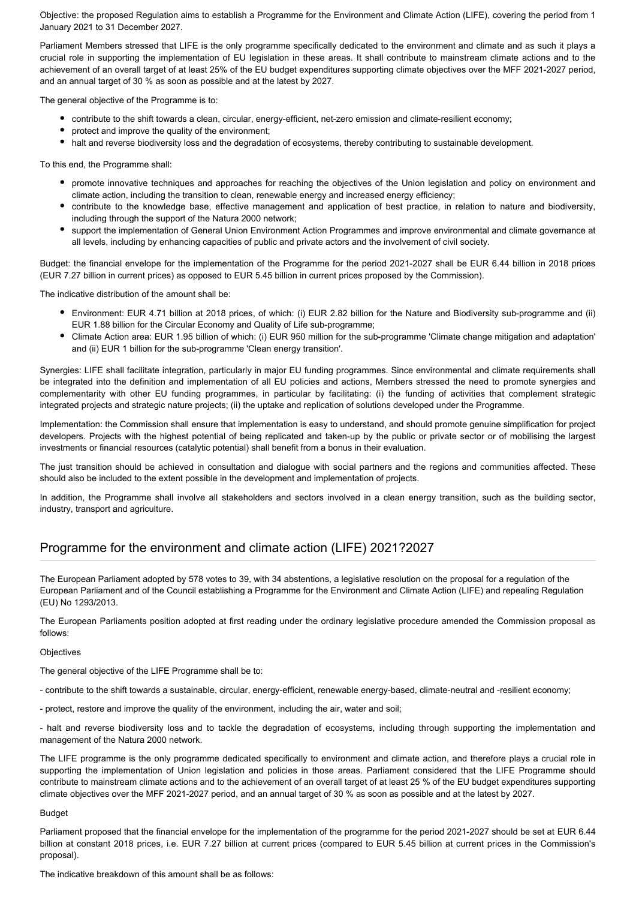Objective: the proposed Regulation aims to establish a Programme for the Environment and Climate Action (LIFE), covering the period from 1 January 2021 to 31 December 2027.

Parliament Members stressed that LIFE is the only programme specifically dedicated to the environment and climate and as such it plays a crucial role in supporting the implementation of EU legislation in these areas. It shall contribute to mainstream climate actions and to the achievement of an overall target of at least 25% of the EU budget expenditures supporting climate objectives over the MFF 2021-2027 period, and an annual target of 30 % as soon as possible and at the latest by 2027.

The general objective of the Programme is to:

- contribute to the shift towards a clean, circular, energy-efficient, net-zero emission and climate-resilient economy;
- protect and improve the quality of the environment;
- halt and reverse biodiversity loss and the degradation of ecosystems, thereby contributing to sustainable development.

To this end, the Programme shall:

- promote innovative techniques and approaches for reaching the objectives of the Union legislation and policy on environment and climate action, including the transition to clean, renewable energy and increased energy efficiency;
- contribute to the knowledge base, effective management and application of best practice, in relation to nature and biodiversity, including through the support of the Natura 2000 network;
- support the implementation of General Union Environment Action Programmes and improve environmental and climate governance at all levels, including by enhancing capacities of public and private actors and the involvement of civil society.

Budget: the financial envelope for the implementation of the Programme for the period 2021-2027 shall be EUR 6.44 billion in 2018 prices (EUR 7.27 billion in current prices) as opposed to EUR 5.45 billion in current prices proposed by the Commission).

The indicative distribution of the amount shall be:

- Environment: EUR 4.71 billion at 2018 prices, of which: (i) EUR 2.82 billion for the Nature and Biodiversity sub-programme and (ii) EUR 1.88 billion for the Circular Economy and Quality of Life sub-programme;
- Climate Action area: EUR 1.95 billion of which: (i) EUR 950 million for the sub-programme 'Climate change mitigation and adaptation' and (ii) EUR 1 billion for the sub-programme 'Clean energy transition'.

Synergies: LIFE shall facilitate integration, particularly in major EU funding programmes. Since environmental and climate requirements shall be integrated into the definition and implementation of all EU policies and actions, Members stressed the need to promote synergies and complementarity with other EU funding programmes, in particular by facilitating: (i) the funding of activities that complement strategic integrated projects and strategic nature projects; (ii) the uptake and replication of solutions developed under the Programme.

Implementation: the Commission shall ensure that implementation is easy to understand, and should promote genuine simplification for project developers. Projects with the highest potential of being replicated and taken-up by the public or private sector or of mobilising the largest investments or financial resources (catalytic potential) shall benefit from a bonus in their evaluation.

The just transition should be achieved in consultation and dialogue with social partners and the regions and communities affected. These should also be included to the extent possible in the development and implementation of projects.

In addition, the Programme shall involve all stakeholders and sectors involved in a clean energy transition, such as the building sector, industry, transport and agriculture.

## Programme for the environment and climate action (LIFE) 2021?2027

The European Parliament adopted by 578 votes to 39, with 34 abstentions, a legislative resolution on the proposal for a regulation of the European Parliament and of the Council establishing a Programme for the Environment and Climate Action (LIFE) and repealing Regulation (EU) No 1293/2013.

The European Parliaments position adopted at first reading under the ordinary legislative procedure amended the Commission proposal as follows:

Objectives

The general objective of the LIFE Programme shall be to:

- contribute to the shift towards a sustainable, circular, energy-efficient, renewable energy-based, climate-neutral and -resilient economy;

- protect, restore and improve the quality of the environment, including the air, water and soil;

- halt and reverse biodiversity loss and to tackle the degradation of ecosystems, including through supporting the implementation and management of the Natura 2000 network.

The LIFE programme is the only programme dedicated specifically to environment and climate action, and therefore plays a crucial role in supporting the implementation of Union legislation and policies in those areas. Parliament considered that the LIFE Programme should contribute to mainstream climate actions and to the achievement of an overall target of at least 25 % of the EU budget expenditures supporting climate objectives over the MFF 2021-2027 period, and an annual target of 30 % as soon as possible and at the latest by 2027.

Budget

Parliament proposed that the financial envelope for the implementation of the programme for the period 2021-2027 should be set at EUR 6.44 billion at constant 2018 prices, i.e. EUR 7.27 billion at current prices (compared to EUR 5.45 billion at current prices in the Commission's proposal).

The indicative breakdown of this amount shall be as follows: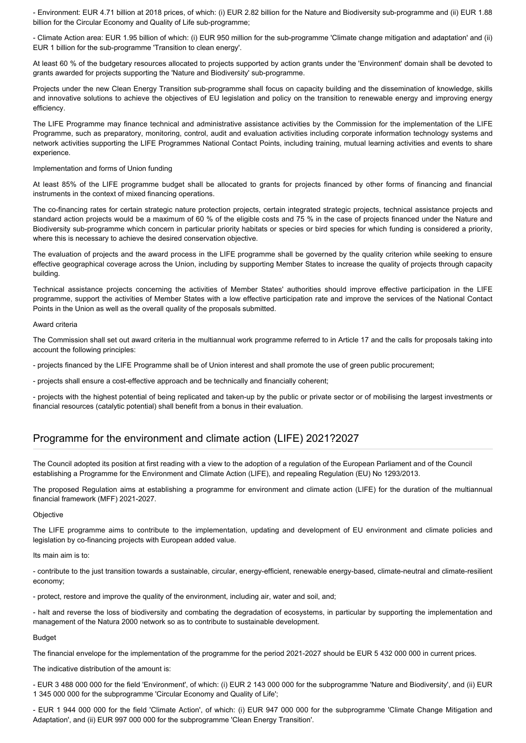- Environment: EUR 4.71 billion at 2018 prices, of which: (i) EUR 2.82 billion for the Nature and Biodiversity sub-programme and (ii) EUR 1.88 billion for the Circular Economy and Quality of Life sub-programme;

- Climate Action area: EUR 1.95 billion of which: (i) EUR 950 million for the sub-programme 'Climate change mitigation and adaptation' and (ii) EUR 1 billion for the sub-programme 'Transition to clean energy'.

At least 60 % of the budgetary resources allocated to projects supported by action grants under the 'Environment' domain shall be devoted to grants awarded for projects supporting the 'Nature and Biodiversity' sub-programme.

Projects under the new Clean Energy Transition sub-programme shall focus on capacity building and the dissemination of knowledge, skills and innovative solutions to achieve the objectives of EU legislation and policy on the transition to renewable energy and improving energy efficiency.

The LIFE Programme may finance technical and administrative assistance activities by the Commission for the implementation of the LIFE Programme, such as preparatory, monitoring, control, audit and evaluation activities including corporate information technology systems and network activities supporting the LIFE Programmes National Contact Points, including training, mutual learning activities and events to share experience.

Implementation and forms of Union funding

At least 85% of the LIFE programme budget shall be allocated to grants for projects financed by other forms of financing and financial instruments in the context of mixed financing operations.

The co-financing rates for certain strategic nature protection projects, certain integrated strategic projects, technical assistance projects and standard action projects would be a maximum of 60 % of the eligible costs and 75 % in the case of projects financed under the Nature and Biodiversity sub-programme which concern in particular priority habitats or species or bird species for which funding is considered a priority, where this is necessary to achieve the desired conservation objective.

The evaluation of projects and the award process in the LIFE programme shall be governed by the quality criterion while seeking to ensure effective geographical coverage across the Union, including by supporting Member States to increase the quality of projects through capacity building.

Technical assistance projects concerning the activities of Member States' authorities should improve effective participation in the LIFE programme, support the activities of Member States with a low effective participation rate and improve the services of the National Contact Points in the Union as well as the overall quality of the proposals submitted.

Award criteria

The Commission shall set out award criteria in the multiannual work programme referred to in Article 17 and the calls for proposals taking into account the following principles:

- projects financed by the LIFE Programme shall be of Union interest and shall promote the use of green public procurement;

- projects shall ensure a cost-effective approach and be technically and financially coherent;

- projects with the highest potential of being replicated and taken-up by the public or private sector or of mobilising the largest investments or financial resources (catalytic potential) shall benefit from a bonus in their evaluation.

## Programme for the environment and climate action (LIFE) 2021?2027

The Council adopted its position at first reading with a view to the adoption of a regulation of the European Parliament and of the Council establishing a Programme for the Environment and Climate Action (LIFE), and repealing Regulation (EU) No 1293/2013.

The proposed Regulation aims at establishing a programme for environment and climate action (LIFE) for the duration of the multiannual financial framework (MFF) 2021-2027.

Objective

The LIFE programme aims to contribute to the implementation, updating and development of EU environment and climate policies and legislation by co-financing projects with European added value.

Its main aim is to:

- contribute to the just transition towards a sustainable, circular, energy-efficient, renewable energy-based, climate-neutral and climate-resilient economy;

- protect, restore and improve the quality of the environment, including air, water and soil, and;

- halt and reverse the loss of biodiversity and combating the degradation of ecosystems, in particular by supporting the implementation and management of the Natura 2000 network so as to contribute to sustainable development.

Budget

The financial envelope for the implementation of the programme for the period 2021-2027 should be EUR 5 432 000 000 in current prices.

The indicative distribution of the amount is:

- EUR 3 488 000 000 for the field 'Environment', of which: (i) EUR 2 143 000 000 for the subprogramme 'Nature and Biodiversity', and (ii) EUR 1 345 000 000 for the subprogramme 'Circular Economy and Quality of Life';

- EUR 1 944 000 000 for the field 'Climate Action', of which: (i) EUR 947 000 000 for the subprogramme 'Climate Change Mitigation and Adaptation', and (ii) EUR 997 000 000 for the subprogramme 'Clean Energy Transition'.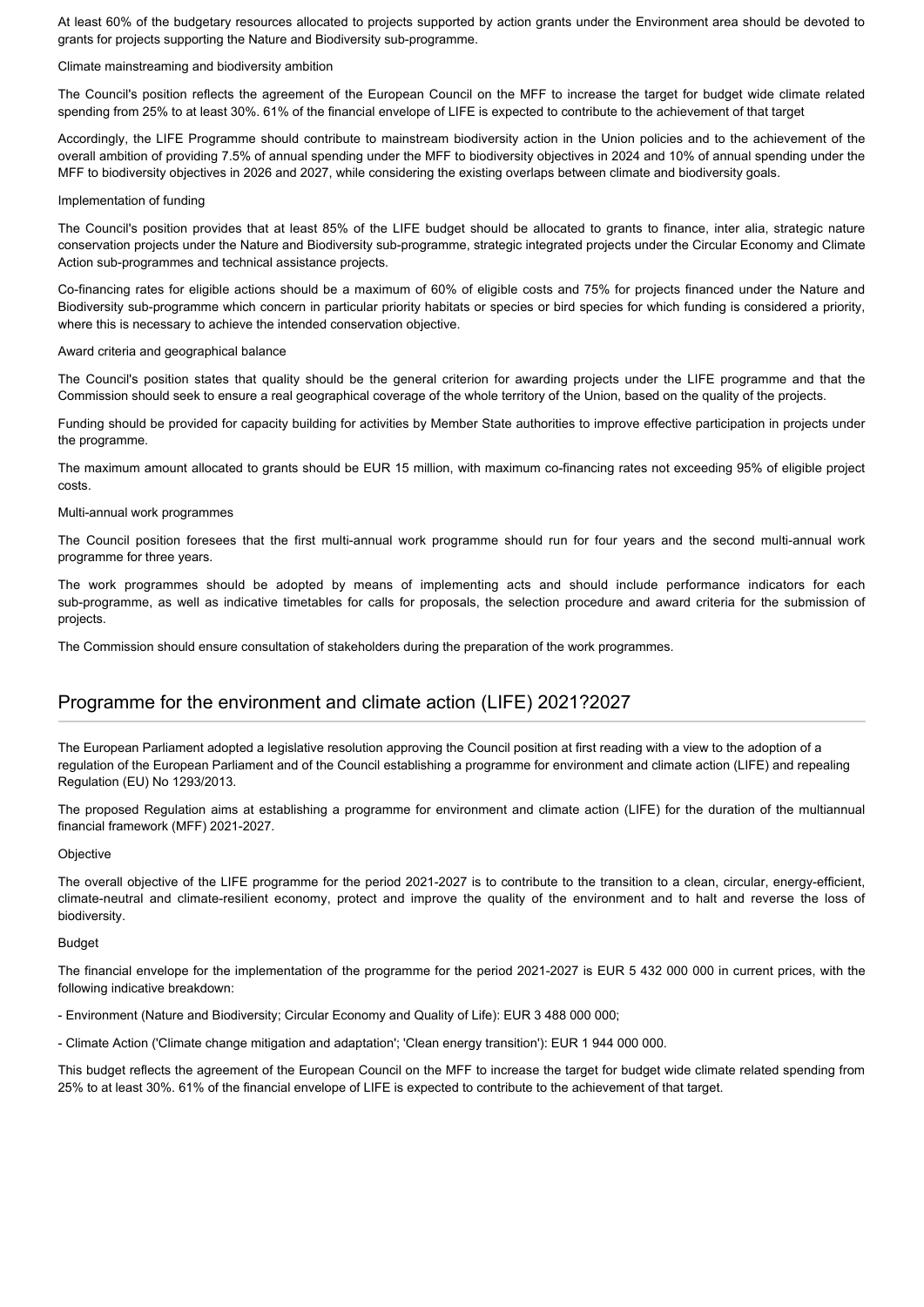At least 60% of the budgetary resources allocated to projects supported by action grants under the Environment area should be devoted to grants for projects supporting the Nature and Biodiversity sub-programme.

Climate mainstreaming and biodiversity ambition

The Council's position reflects the agreement of the European Council on the MFF to increase the target for budget wide climate related spending from 25% to at least 30%. 61% of the financial envelope of LIFE is expected to contribute to the achievement of that target

Accordingly, the LIFE Programme should contribute to mainstream biodiversity action in the Union policies and to the achievement of the overall ambition of providing 7.5% of annual spending under the MFF to biodiversity objectives in 2024 and 10% of annual spending under the MFF to biodiversity objectives in 2026 and 2027, while considering the existing overlaps between climate and biodiversity goals.

Implementation of funding

The Council's position provides that at least 85% of the LIFE budget should be allocated to grants to finance, inter alia, strategic nature conservation projects under the Nature and Biodiversity sub-programme, strategic integrated projects under the Circular Economy and Climate Action sub-programmes and technical assistance projects.

Co-financing rates for eligible actions should be a maximum of 60% of eligible costs and 75% for projects financed under the Nature and Biodiversity sub-programme which concern in particular priority habitats or species or bird species for which funding is considered a priority, where this is necessary to achieve the intended conservation objective.

Award criteria and geographical balance

The Council's position states that quality should be the general criterion for awarding projects under the LIFE programme and that the Commission should seek to ensure a real geographical coverage of the whole territory of the Union, based on the quality of the projects.

Funding should be provided for capacity building for activities by Member State authorities to improve effective participation in projects under the programme.

The maximum amount allocated to grants should be EUR 15 million, with maximum co-financing rates not exceeding 95% of eligible project costs.

Multi-annual work programmes

The Council position foresees that the first multi-annual work programme should run for four years and the second multi-annual work programme for three years.

The work programmes should be adopted by means of implementing acts and should include performance indicators for each sub-programme, as well as indicative timetables for calls for proposals, the selection procedure and award criteria for the submission of projects.

The Commission should ensure consultation of stakeholders during the preparation of the work programmes.

## Programme for the environment and climate action (LIFE) 2021?2027

The European Parliament adopted a legislative resolution approving the Council position at first reading with a view to the adoption of a regulation of the European Parliament and of the Council establishing a programme for environment and climate action (LIFE) and repealing Regulation (EU) No 1293/2013.

The proposed Regulation aims at establishing a programme for environment and climate action (LIFE) for the duration of the multiannual financial framework (MFF) 2021-2027.

Objective

The overall objective of the LIFE programme for the period 2021-2027 is to contribute to the transition to a clean, circular, energy-efficient, climate-neutral and climate-resilient economy, protect and improve the quality of the environment and to halt and reverse the loss of biodiversity.

Budget

The financial envelope for the implementation of the programme for the period 2021-2027 is EUR 5 432 000 000 in current prices, with the following indicative breakdown:

- Environment (Nature and Biodiversity; Circular Economy and Quality of Life): EUR 3 488 000 000;

- Climate Action ('Climate change mitigation and adaptation'; 'Clean energy transition'): EUR 1 944 000 000.

This budget reflects the agreement of the European Council on the MFF to increase the target for budget wide climate related spending from 25% to at least 30%. 61% of the financial envelope of LIFE is expected to contribute to the achievement of that target.